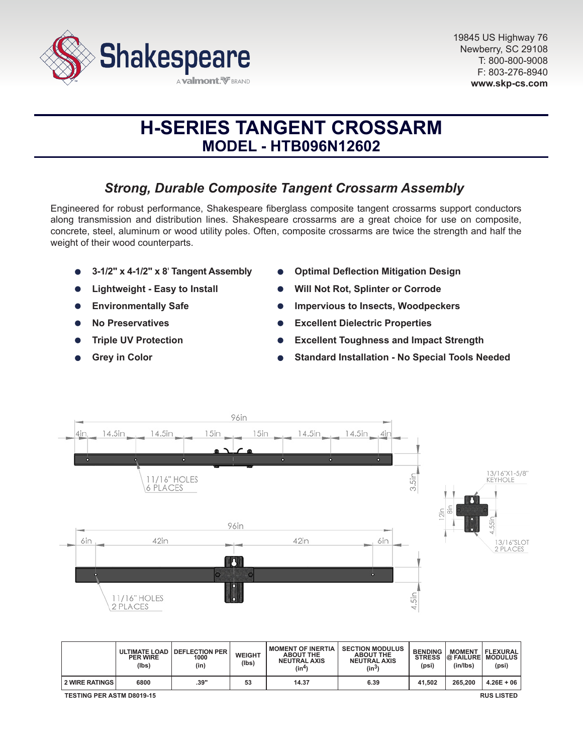Shakespeare
A valmont BRAND

19845 US Highway 76
Newberry, SC 29108
T: 800-800-9008
F: 803-276-8940
**www.skp-cs.com**

# H-SERIES TANGENT CROSSARM
## MODEL - HTB096N12602

### *Strong, Durable Composite Tangent Crossarm Assembly*

Engineered for robust performance, Shakespeare fiberglass composite tangent crossarms support conductors along transmission and distribution lines. Shakespeare crossarms are a great choice for use on composite, concrete, steel, aluminum or wood utility poles. Often, composite crossarms are twice the strength and half the weight of their wood counterparts.

- **3-1/2" x 4-1/2" x 8' Tangent Assembly**
- **Lightweight - Easy to Install**
- **Environmentally Safe**
- **No Preservatives**
- **Triple UV Protection**
- **Grey in Color**
- **Optimal Deflection Mitigation Design**
- **Will Not Rot, Splinter or Corrode**
- **Impervious to Insects, Woodpeckers**
- **Excellent Dielectric Properties**
- **Excellent Toughness and Impact Strength**
- **Standard Installation - No Special Tools Needed**

96in
4in | 14.5in | 14.5in | 15in | 15in | 14.5in | 14.5in | 4in
11/16" HOLES 6 PLACES
3.5in

96in
6in | 42in | 42in | 6in
11/16" HOLES 2 PLACES
4.5in

13/16"X1-5/8" KEYHOLE
12in
8in
4.55in
13/16"SLOT 2 PLACES

| | ULTIMATE LOAD PER WIRE (lbs) | DEFLECTION PER 1000 (in) | WEIGHT (lbs) | MOMENT OF INERTIA ABOUT THE NEUTRAL AXIS ($in^4$) | SECTION MODULUS ABOUT THE NEUTRAL AXIS ($in^3$) | BENDING STRESS (psi) | MOMENT @ FAILURE (in/lbs) | FLEXURAL MODULUS (psi) |
|---|---|---|---|---|---|---|---|---|
| 2 WIRE RATINGS | 6800 | .39" | 53 | 14.37 | 6.39 | 41,502 | 265,200 | 4.26E + 06 |

TESTING PER ASTM D8019-15

RUS LISTED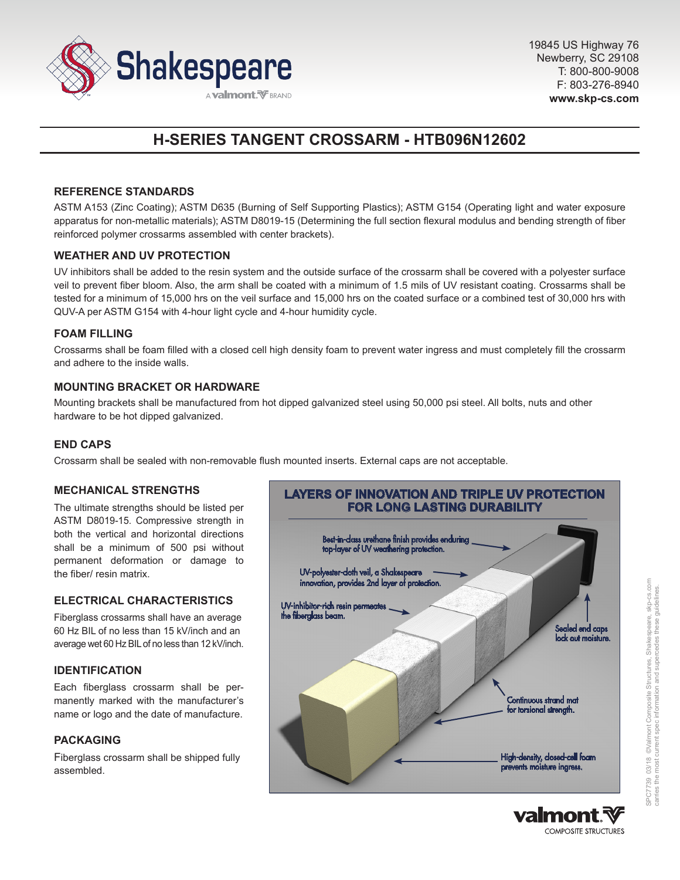# H-SERIES TANGENT CROSSARM - HTB096N12602

## REFERENCE STANDARDS

ASTM A153 (Zinc Coating); ASTM D635 (Burning of Self Supporting Plastics); ASTM G154 (Operating light and water exposure apparatus for non-metallic materials); ASTM D8019-15 (Determining the full section flexural modulus and bending strength of fiber reinforced polymer crossarms assembled with center brackets).

## WEATHER AND UV PROTECTION

UV inhibitors shall be added to the resin system and the outside surface of the crossarm shall be covered with a polyester surface veil to prevent fiber bloom. Also, the arm shall be coated with a minimum of 1.5 mils of UV resistant coating. Crossarms shall be tested for a minimum of 15,000 hrs on the veil surface and 15,000 hrs on the coated surface or a combined test of 30,000 hrs with QUV-A per ASTM G154 with 4-hour light cycle and 4-hour humidity cycle.

## FOAM FILLING

Crossarms shall be foam filled with a closed cell high density foam to prevent water ingress and must completely fill the crossarm and adhere to the inside walls.

## MOUNTING BRACKET OR HARDWARE

Mounting brackets shall be manufactured from hot dipped galvanized steel using 50,000 psi steel. All bolts, nuts and other hardware to be hot dipped galvanized.

## END CAPS

Crossarm shall be sealed with non-removable flush mounted inserts. External caps are not acceptable.

## MECHANICAL STRENGTHS

The ultimate strengths should be listed per ASTM D8019-15. Compressive strength in both the vertical and horizontal directions shall be a minimum of 500 psi without permanent deformation or damage to the fiber/ resin matrix.

## ELECTRICAL CHARACTERISTICS

Fiberglass crossarms shall have an average 60 Hz BIL of no less than 15 kV/inch and an average wet 60 Hz BIL of no less than 12 kV/inch.

## IDENTIFICATION

Each fiberglass crossarm shall be permanently marked with the manufacturer's name or logo and the date of manufacture.

## PACKAGING

Fiberglass crossarm shall be shipped fully assembled.

LAYERS OF INNOVATION AND TRIPLE UV PROTECTION FOR LONG LASTING DURABILITY

Best-in-class urethane finish provides enduring top-layer of UV weathering protection.

UV-polyester-cloth veil, a Shakespeare innovation, provides 2nd layer of protection.

UV-inhibitor-rich resin permeates the fiberglass beam.

Sealed end caps lock out moisture.

Continuous strand mat for torsional strength.

High-density, closed-cell foam prevents moisture ingress.

SPC7739 03/18 ©Valmont Composite Structures, Shakespeare, skp-cs.com carries the most current spec information and supercedes these guidelines.